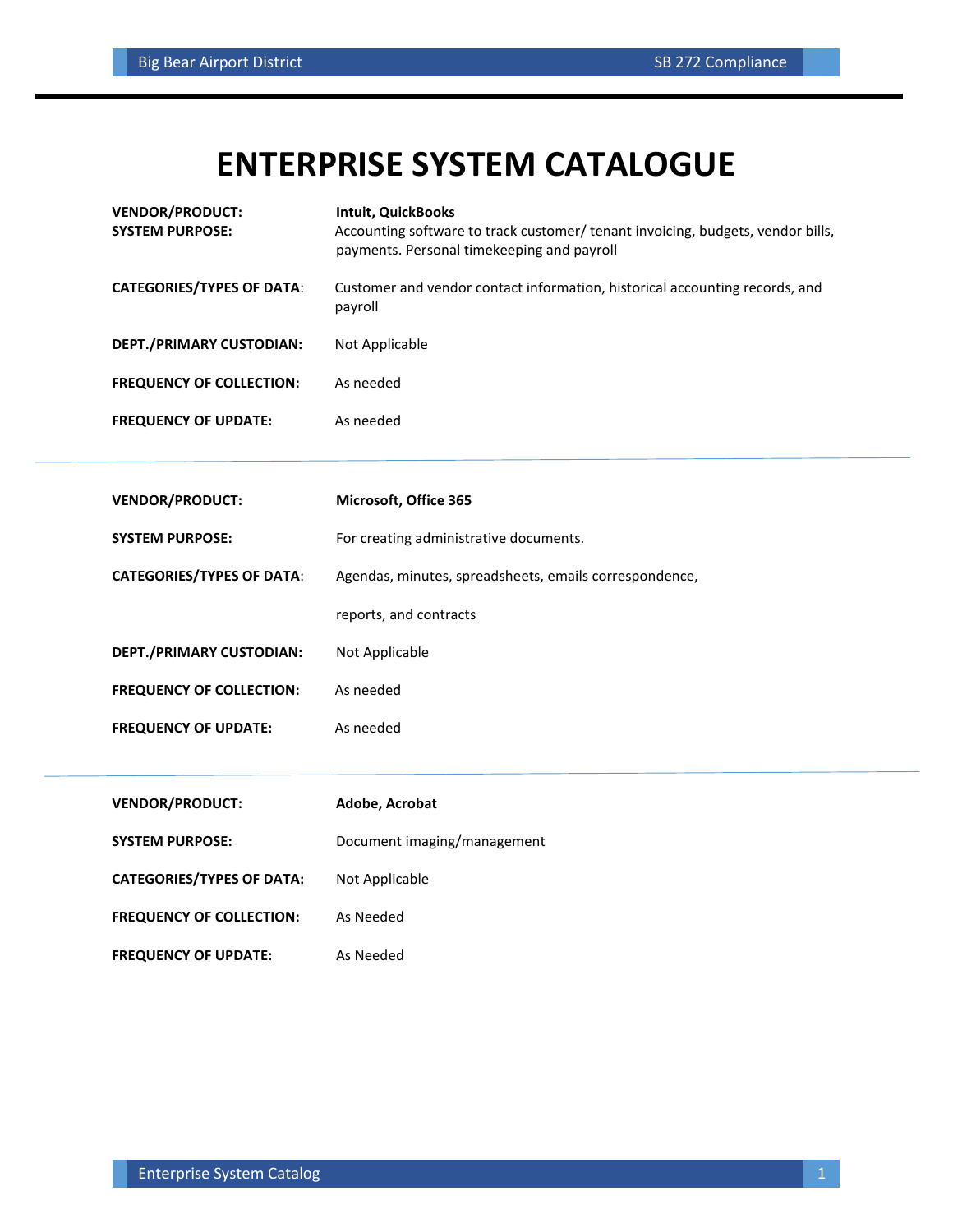# ENTERPRISE SYSTEM CATALOGUE

**VENDOR/PRODUCT:** **Intuit, QuickBooks**

**SYSTEM PURPOSE:** Accounting software to track customer/ tenant invoicing, budgets, vendor bills, payments. Personal timekeeping and payroll

**CATEGORIES/TYPES OF DATA**: Customer and vendor contact information, historical accounting records, and payroll

**DEPT./PRIMARY CUSTODIAN:** Not Applicable

**FREQUENCY OF COLLECTION:** As needed

**FREQUENCY OF UPDATE:** As needed

---

**VENDOR/PRODUCT:** **Microsoft, Office 365**

**SYSTEM PURPOSE:** For creating administrative documents.

**CATEGORIES/TYPES OF DATA**: Agendas, minutes, spreadsheets, emails correspondence, reports, and contracts

**DEPT./PRIMARY CUSTODIAN:** Not Applicable

**FREQUENCY OF COLLECTION:** As needed

**FREQUENCY OF UPDATE:** As needed

---

**VENDOR/PRODUCT:** **Adobe, Acrobat**

**SYSTEM PURPOSE:** Document imaging/management

**CATEGORIES/TYPES OF DATA:** Not Applicable

**FREQUENCY OF COLLECTION:** As Needed

**FREQUENCY OF UPDATE:** As Needed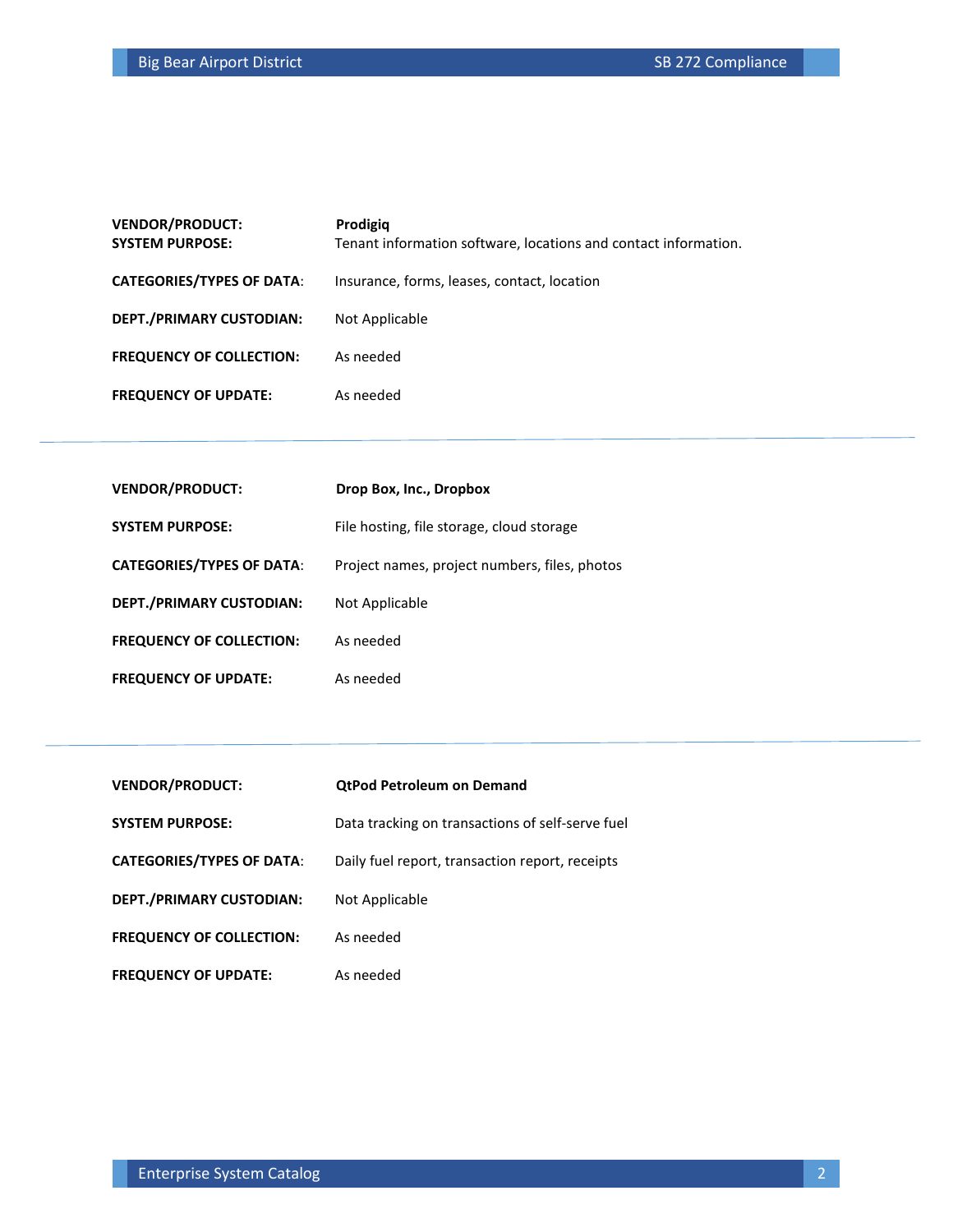| | |
|---|---|
| **VENDOR/PRODUCT:** | **Prodigiq** |
| **SYSTEM PURPOSE:** | Tenant information software, locations and contact information. |
| **CATEGORIES/TYPES OF DATA**: | Insurance, forms, leases, contact, location |
| **DEPT./PRIMARY CUSTODIAN:** | Not Applicable |
| **FREQUENCY OF COLLECTION:** | As needed |
| **FREQUENCY OF UPDATE:** | As needed |

---

| | |
|---|---|
| **VENDOR/PRODUCT:** | **Drop Box, Inc., Dropbox** |
| **SYSTEM PURPOSE:** | File hosting, file storage, cloud storage |
| **CATEGORIES/TYPES OF DATA**: | Project names, project numbers, files, photos |
| **DEPT./PRIMARY CUSTODIAN:** | Not Applicable |
| **FREQUENCY OF COLLECTION:** | As needed |
| **FREQUENCY OF UPDATE:** | As needed |

---

| | |
|---|---|
| **VENDOR/PRODUCT:** | **QtPod Petroleum on Demand** |
| **SYSTEM PURPOSE:** | Data tracking on transactions of self-serve fuel |
| **CATEGORIES/TYPES OF DATA**: | Daily fuel report, transaction report, receipts |
| **DEPT./PRIMARY CUSTODIAN:** | Not Applicable |
| **FREQUENCY OF COLLECTION:** | As needed |
| **FREQUENCY OF UPDATE:** | As needed |